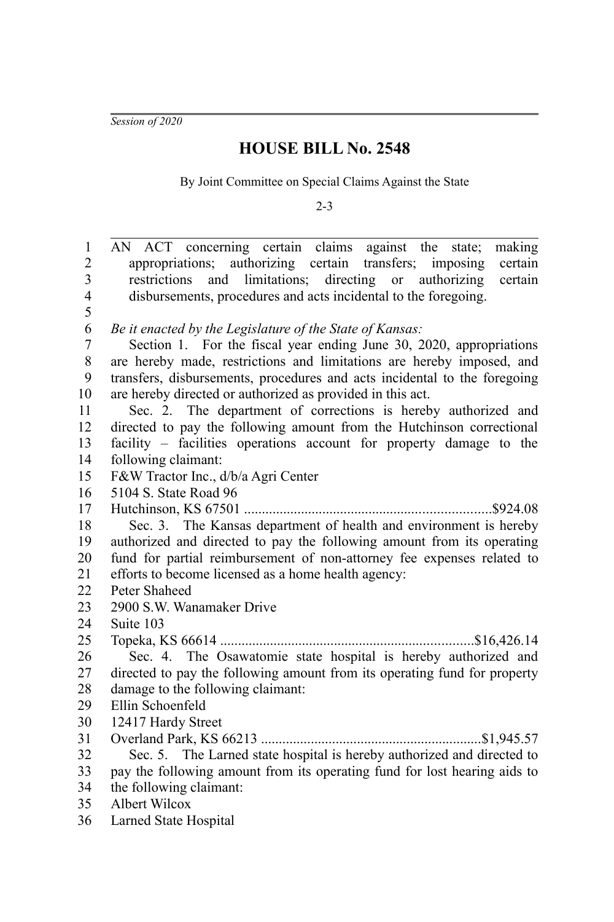*Session of 2020*

# HOUSE BILL No. 2548

By Joint Committee on Special Claims Against the State

2-3

AN ACT concerning certain claims against the state; making appropriations; authorizing certain transfers; imposing certain restrictions and limitations; directing or authorizing certain disbursements, procedures and acts incidental to the foregoing.

*Be it enacted by the Legislature of the State of Kansas:*

Section 1. For the fiscal year ending June 30, 2020, appropriations are hereby made, restrictions and limitations are hereby imposed, and transfers, disbursements, procedures and acts incidental to the foregoing are hereby directed or authorized as provided in this act.

Sec. 2. The department of corrections is hereby authorized and directed to pay the following amount from the Hutchinson correctional facility – facilities operations account for property damage to the following claimant:

F&W Tractor Inc., d/b/a Agri Center
5104 S. State Road 96
Hutchinson, KS 67501 ....................................................................$924.08

Sec. 3. The Kansas department of health and environment is hereby authorized and directed to pay the following amount from its operating fund for partial reimbursement of non-attorney fee expenses related to efforts to become licensed as a home health agency:

Peter Shaheed
2900 S.W. Wanamaker Drive
Suite 103
Topeka, KS 66614 .......................................................................$16,426.14

Sec. 4. The Osawatomie state hospital is hereby authorized and directed to pay the following amount from its operating fund for property damage to the following claimant:

Ellin Schoenfeld
12417 Hardy Street
Overland Park, KS 66213 .............................................................$1,945.57

Sec. 5. The Larned state hospital is hereby authorized and directed to pay the following amount from its operating fund for lost hearing aids to the following claimant:

Albert Wilcox
Larned State Hospital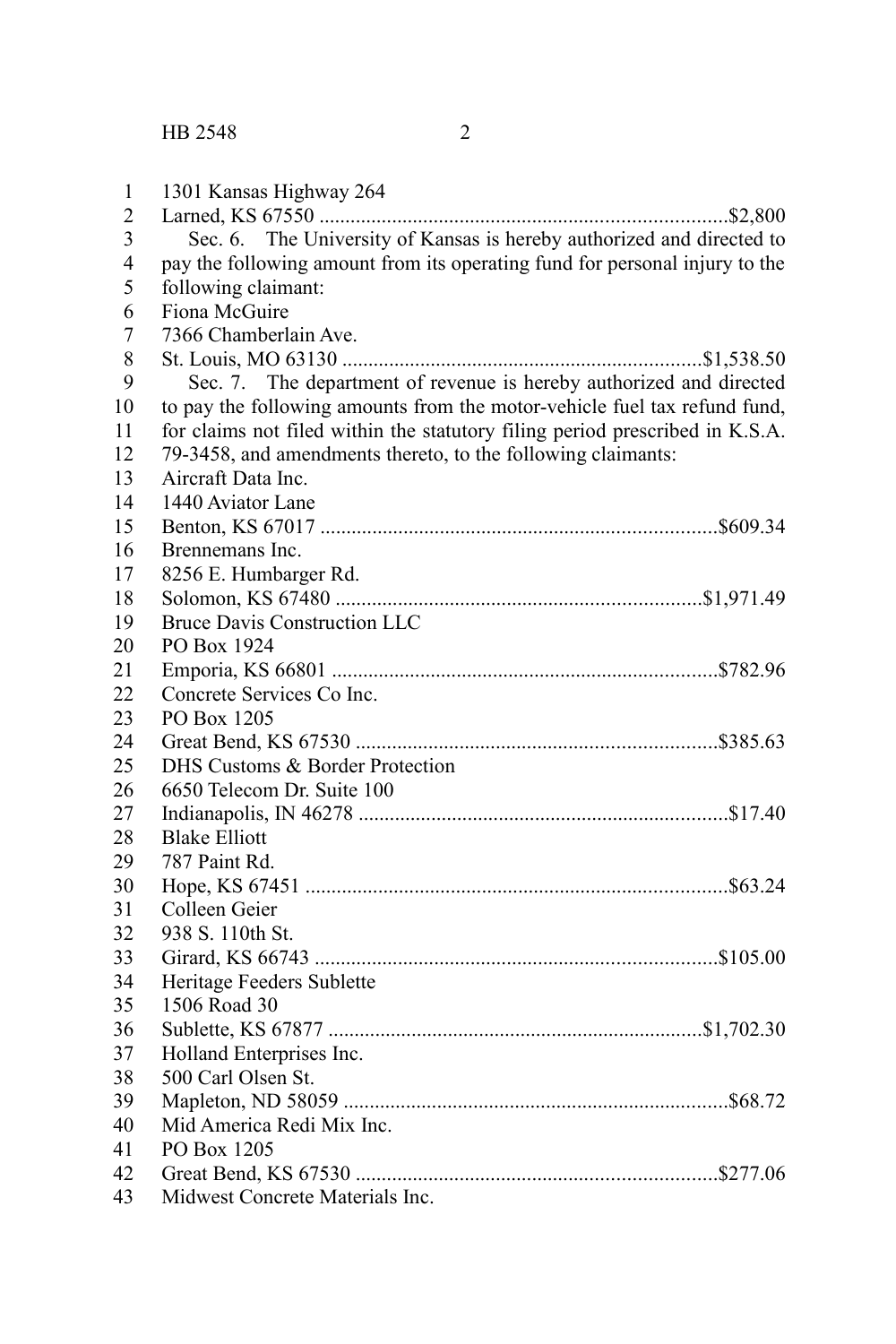1301 Kansas Highway 264
Larned, KS 67550 ..........................................................................$2,800

Sec. 6. The University of Kansas is hereby authorized and directed to pay the following amount from its operating fund for personal injury to the following claimant:

Fiona McGuire
7366 Chamberlain Ave.
St. Louis, MO 63130 .....................................................................$1,538.50

Sec. 7. The department of revenue is hereby authorized and directed to pay the following amounts from the motor-vehicle fuel tax refund fund, for claims not filed within the statutory filing period prescribed in K.S.A. 79-3458, and amendments thereto, to the following claimants:

Aircraft Data Inc.
1440 Aviator Lane
Benton, KS 67017 ..........................................................................$609.34

Brennemans Inc.
8256 E. Humbarger Rd.
Solomon, KS 67480 .....................................................................$1,971.49

Bruce Davis Construction LLC
PO Box 1924
Emporia, KS 66801 .........................................................................$782.96

Concrete Services Co Inc.
PO Box 1205
Great Bend, KS 67530 ....................................................................$385.63

DHS Customs & Border Protection
6650 Telecom Dr. Suite 100
Indianapolis, IN 46278 ......................................................................$17.40

Blake Elliott
787 Paint Rd.
Hope, KS 67451 ................................................................................$63.24

Colleen Geier
938 S. 110th St.
Girard, KS 66743 ............................................................................$105.00

Heritage Feeders Sublette
1506 Road 30
Sublette, KS 67877 .......................................................................$1,702.30

Holland Enterprises Inc.
500 Carl Olsen St.
Mapleton, ND 58059 .........................................................................$68.72

Mid America Redi Mix Inc.
PO Box 1205
Great Bend, KS 67530 ....................................................................$277.06

Midwest Concrete Materials Inc.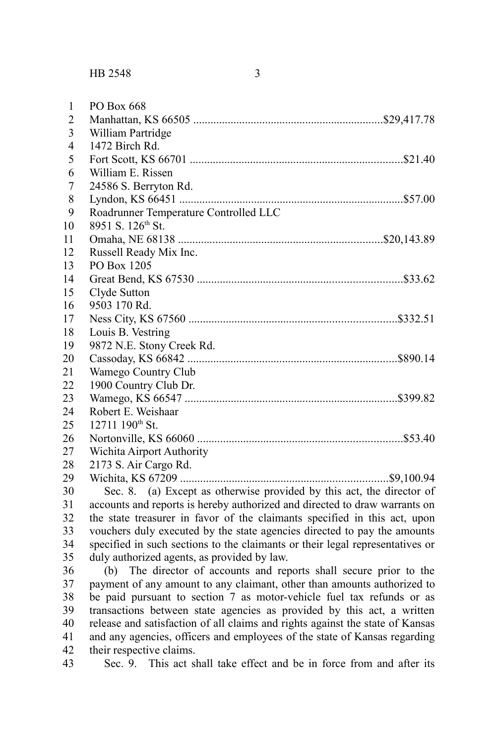PO Box 668
Manhattan, KS 66505 ..................................................................$29,417.78
William Partridge
1472 Birch Rd.
Fort Scott, KS 66701 ..........................................................................$21.40
William E. Rissen
24586 S. Berryton Rd.
Lyndon, KS 66451 ..............................................................................$57.00
Roadrunner Temperature Controlled LLC
8951 S. 126th St.
Omaha, NE 68138 .......................................................................$20,143.89
Russell Ready Mix Inc.
PO Box 1205
Great Bend, KS 67530 .......................................................................$33.62
Clyde Sutton
9503 170 Rd.
Ness City, KS 67560 ........................................................................$332.51
Louis B. Vestring
9872 N.E. Stony Creek Rd.
Cassoday, KS 66842 .........................................................................$890.14
Wamego Country Club
1900 Country Club Dr.
Wamego, KS 66547 ..........................................................................$399.82
Robert E. Weishaar
12711 190th St.
Nortonville, KS 66060 .......................................................................$53.40
Wichita Airport Authority
2173 S. Air Cargo Rd.
Wichita, KS 67209 ........................................................................$9,100.94

Sec. 8. (a) Except as otherwise provided by this act, the director of accounts and reports is hereby authorized and directed to draw warrants on the state treasurer in favor of the claimants specified in this act, upon vouchers duly executed by the state agencies directed to pay the amounts specified in such sections to the claimants or their legal representatives or duly authorized agents, as provided by law.

(b) The director of accounts and reports shall secure prior to the payment of any amount to any claimant, other than amounts authorized to be paid pursuant to section 7 as motor-vehicle fuel tax refunds or as transactions between state agencies as provided by this act, a written release and satisfaction of all claims and rights against the state of Kansas and any agencies, officers and employees of the state of Kansas regarding their respective claims.

Sec. 9. This act shall take effect and be in force from and after its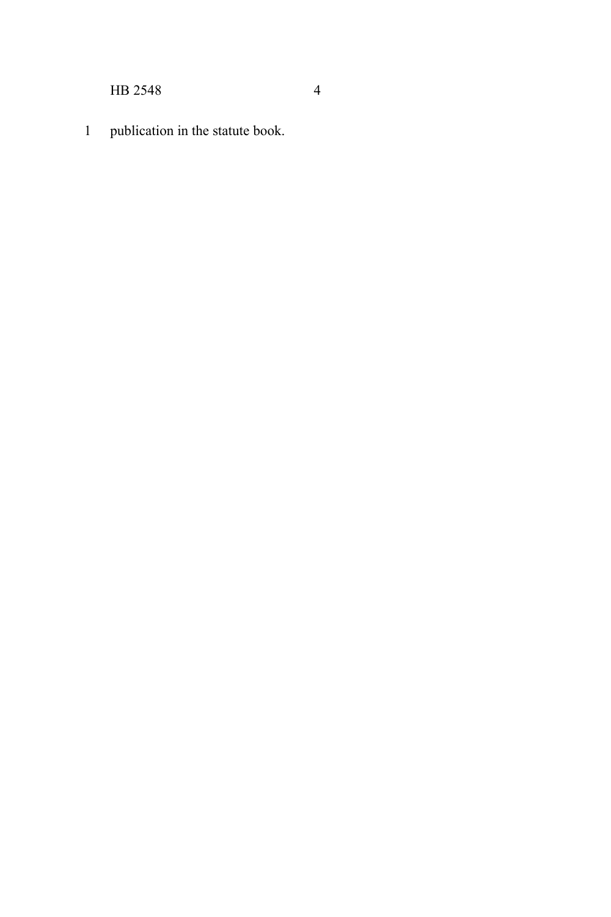publication in the statute book.